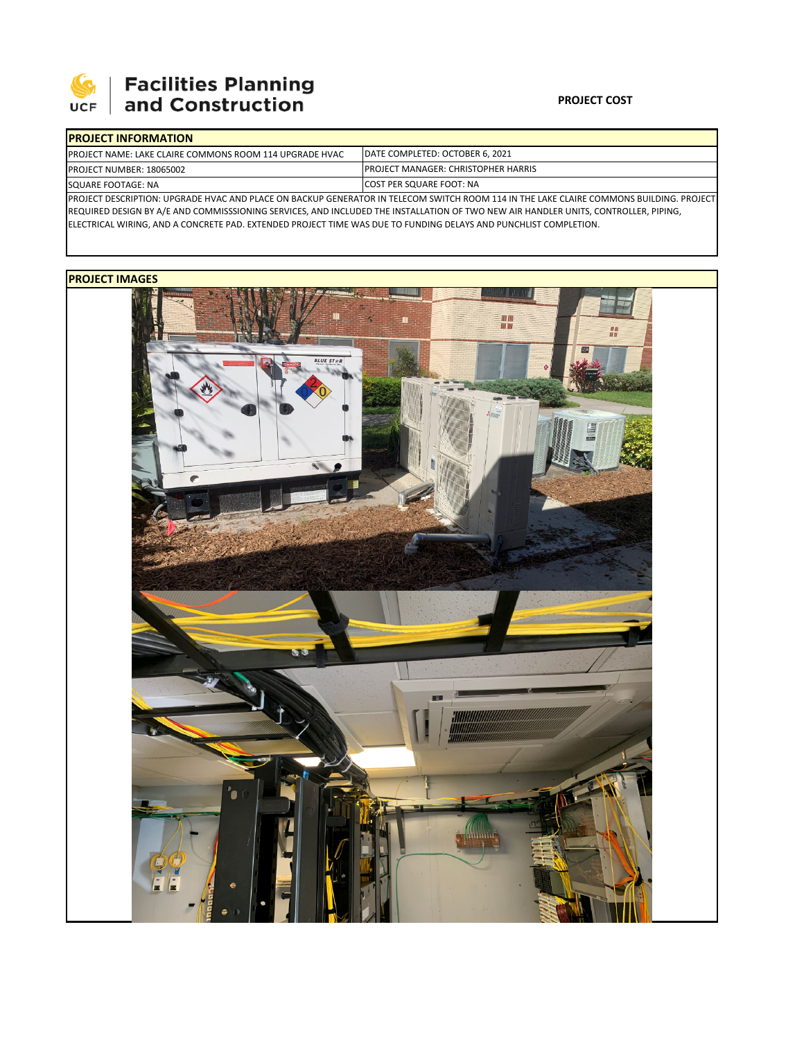Facilities Planning and Construction

**PROJECT COST**

| PROJECT INFORMATION | |
|---|---|
| PROJECT NAME: LAKE CLAIRE COMMONS ROOM 114 UPGRADE HVAC | DATE COMPLETED: OCTOBER 6, 2021 |
| PROJECT NUMBER: 18065002 | PROJECT MANAGER: CHRISTOPHER HARRIS |
| SQUARE FOOTAGE: NA | COST PER SQUARE FOOT: NA |
| PROJECT DESCRIPTION: UPGRADE HVAC AND PLACE ON BACKUP GENERATOR IN TELECOM SWITCH ROOM 114 IN THE LAKE CLAIRE COMMONS BUILDING. PROJECT REQUIRED DESIGN BY A/E AND COMMISSSIONING SERVICES, AND INCLUDED THE INSTALLATION OF TWO NEW AIR HANDLER UNITS, CONTROLLER, PIPING, ELECTRICAL WIRING, AND A CONCRETE PAD. EXTENDED PROJECT TIME WAS DUE TO FUNDING DELAYS AND PUNCHLIST COMPLETION. | |

**PROJECT IMAGES**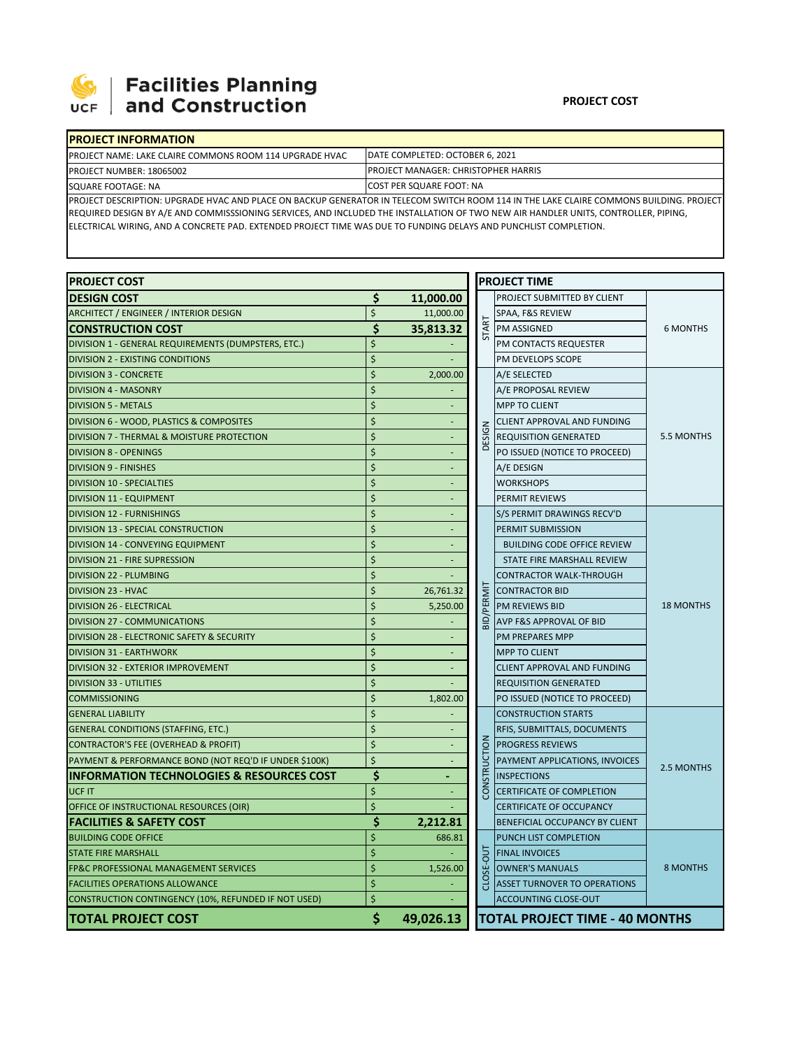**Facilities Planning and Construction** (UCF)

**PROJECT COST**

| PROJECT INFORMATION | |
| --- | --- |
| PROJECT NAME: LAKE CLAIRE COMMONS ROOM 114 UPGRADE HVAC | DATE COMPLETED: OCTOBER 6, 2021 |
| PROJECT NUMBER: 18065002 | PROJECT MANAGER: CHRISTOPHER HARRIS |
| SQUARE FOOTAGE: NA | COST PER SQUARE FOOT: NA |

PROJECT DESCRIPTION: UPGRADE HVAC AND PLACE ON BACKUP GENERATOR IN TELECOM SWITCH ROOM 114 IN THE LAKE CLAIRE COMMONS BUILDING. PROJECT REQUIRED DESIGN BY A/E AND COMMISSSIONING SERVICES, AND INCLUDED THE INSTALLATION OF TWO NEW AIR HANDLER UNITS, CONTROLLER, PIPING, ELECTRICAL WIRING, AND A CONCRETE PAD. EXTENDED PROJECT TIME WAS DUE TO FUNDING DELAYS AND PUNCHLIST COMPLETION.

| PROJECT COST | | |
| --- | --- | --- |
| **DESIGN COST** | **$** | **11,000.00** |
| ARCHITECT / ENGINEER / INTERIOR DESIGN | $ | 11,000.00 |
| **CONSTRUCTION COST** | **$** | **35,813.32** |
| DIVISION 1 - GENERAL REQUIREMENTS (DUMPSTERS, ETC.) | $ | - |
| DIVISION 2 - EXISTING CONDITIONS | $ | - |
| DIVISION 3 - CONCRETE | $ | 2,000.00 |
| DIVISION 4 - MASONRY | $ | - |
| DIVISION 5 - METALS | $ | - |
| DIVISION 6 - WOOD, PLASTICS & COMPOSITES | $ | - |
| DIVISION 7 - THERMAL & MOISTURE PROTECTION | $ | - |
| DIVISION 8 - OPENINGS | $ | - |
| DIVISION 9 - FINISHES | $ | - |
| DIVISION 10 - SPECIALTIES | $ | - |
| DIVISION 11 - EQUIPMENT | $ | - |
| DIVISION 12 - FURNISHINGS | $ | - |
| DIVISION 13 - SPECIAL CONSTRUCTION | $ | - |
| DIVISION 14 - CONVEYING EQUIPMENT | $ | - |
| DIVISION 21 - FIRE SUPRESSION | $ | - |
| DIVISION 22 - PLUMBING | $ | - |
| DIVISION 23 - HVAC | $ | 26,761.32 |
| DIVISION 26 - ELECTRICAL | $ | 5,250.00 |
| DIVISION 27 - COMMUNICATIONS | $ | - |
| DIVISION 28 - ELECTRONIC SAFETY & SECURITY | $ | - |
| DIVISION 31 - EARTHWORK | $ | - |
| DIVISION 32 - EXTERIOR IMPROVEMENT | $ | - |
| DIVISION 33 - UTILITIES | $ | - |
| COMMISSIONING | $ | 1,802.00 |
| GENERAL LIABILITY | $ | - |
| GENERAL CONDITIONS (STAFFING, ETC.) | $ | - |
| CONTRACTOR'S FEE (OVERHEAD & PROFIT) | $ | - |
| PAYMENT & PERFORMANCE BOND (NOT REQ'D IF UNDER $100K) | $ | - |
| **INFORMATION TECHNOLOGIES & RESOURCES COST** | **$** | **-** |
| UCF IT | $ | - |
| OFFICE OF INSTRUCTIONAL RESOURCES (OIR) | $ | - |
| **FACILITIES & SAFETY COST** | **$** | **2,212.81** |
| BUILDING CODE OFFICE | $ | 686.81 |
| STATE FIRE MARSHALL | $ | - |
| FP&C PROFESSIONAL MANAGEMENT SERVICES | $ | 1,526.00 |
| FACILITIES OPERATIONS ALLOWANCE | $ | - |
| CONSTRUCTION CONTINGENCY (10%, REFUNDED IF NOT USED) | $ | - |
| **TOTAL PROJECT COST** | **$** | **49,026.13** |

| PROJECT TIME | | |
| --- | --- | --- |
| START | PROJECT SUBMITTED BY CLIENT | 6 MONTHS |
| | SPAA, F&S REVIEW | |
| | PM ASSIGNED | |
| | PM CONTACTS REQUESTER | |
| | PM DEVELOPS SCOPE | |
| DESIGN | A/E SELECTED | 5.5 MONTHS |
| | A/E PROPOSAL REVIEW | |
| | MPP TO CLIENT | |
| | CLIENT APPROVAL AND FUNDING | |
| | REQUISITION GENERATED | |
| | PO ISSUED (NOTICE TO PROCEED) | |
| | A/E DESIGN | |
| | WORKSHOPS | |
| | PERMIT REVIEWS | |
| BID/PERMIT | S/S PERMIT DRAWINGS RECV'D | 18 MONTHS |
| | PERMIT SUBMISSION | |
| | BUILDING CODE OFFICE REVIEW | |
| | STATE FIRE MARSHALL REVIEW | |
| | CONTRACTOR WALK-THROUGH | |
| | CONTRACTOR BID | |
| | PM REVIEWS BID | |
| | AVP F&S APPROVAL OF BID | |
| | PM PREPARES MPP | |
| | MPP TO CLIENT | |
| | CLIENT APPROVAL AND FUNDING | |
| | REQUISITION GENERATED | |
| | PO ISSUED (NOTICE TO PROCEED) | |
| CONSTRUCTION | CONSTRUCTION STARTS | 2.5 MONTHS |
| | RFIS, SUBMITTALS, DOCUMENTS | |
| | PROGRESS REVIEWS | |
| | PAYMENT APPLICATIONS, INVOICES | |
| | INSPECTIONS | |
| | CERTIFICATE OF COMPLETION | |
| | CERTIFICATE OF OCCUPANCY | |
| | BENEFICIAL OCCUPANCY BY CLIENT | |
| CLOSE-OUT | PUNCH LIST COMPLETION | 8 MONTHS |
| | FINAL INVOICES | |
| | OWNER'S MANUALS | |
| | ASSET TURNOVER TO OPERATIONS | |
| | ACCOUNTING CLOSE-OUT | |
| **TOTAL PROJECT TIME - 40 MONTHS** | | |